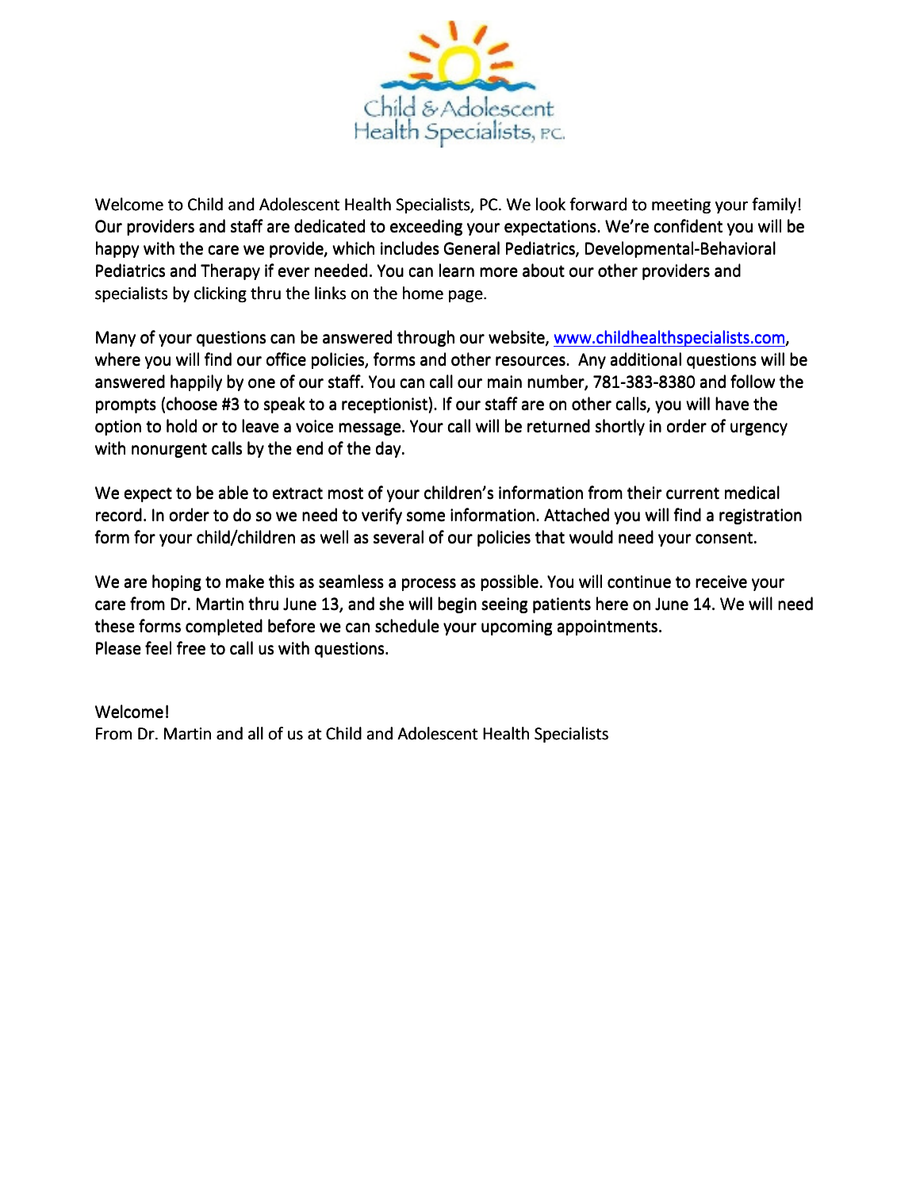Child & Adolescent Health Specialists, P.C.

Welcome to Child and Adolescent Health Specialists, PC. We look forward to meeting your family! Our providers and staff are dedicated to exceeding your expectations. We're confident you will be happy with the care we provide, which includes General Pediatrics, Developmental-Behavioral Pediatrics and Therapy if ever needed. You can learn more about our other providers and specialists by clicking thru the links on the home page.

Many of your questions can be answered through our website, [www.childhealthspecialists.com](http://www.childhealthspecialists.com), where you will find our office policies, forms and other resources. Any additional questions will be answered happily by one of our staff. You can call our main number, 781-383-8380 and follow the prompts (choose #3 to speak to a receptionist). If our staff are on other calls, you will have the option to hold or to leave a voice message. Your call will be returned shortly in order of urgency with nonurgent calls by the end of the day.

We expect to be able to extract most of your children's information from their current medical record. In order to do so we need to verify some information. Attached you will find a registration form for your child/children as well as several of our policies that would need your consent.

We are hoping to make this as seamless a process as possible. You will continue to receive your care from Dr. Martin thru June 13, and she will begin seeing patients here on June 14. We will need these forms completed before we can schedule your upcoming appointments.
Please feel free to call us with questions.

Welcome!
From Dr. Martin and all of us at Child and Adolescent Health Specialists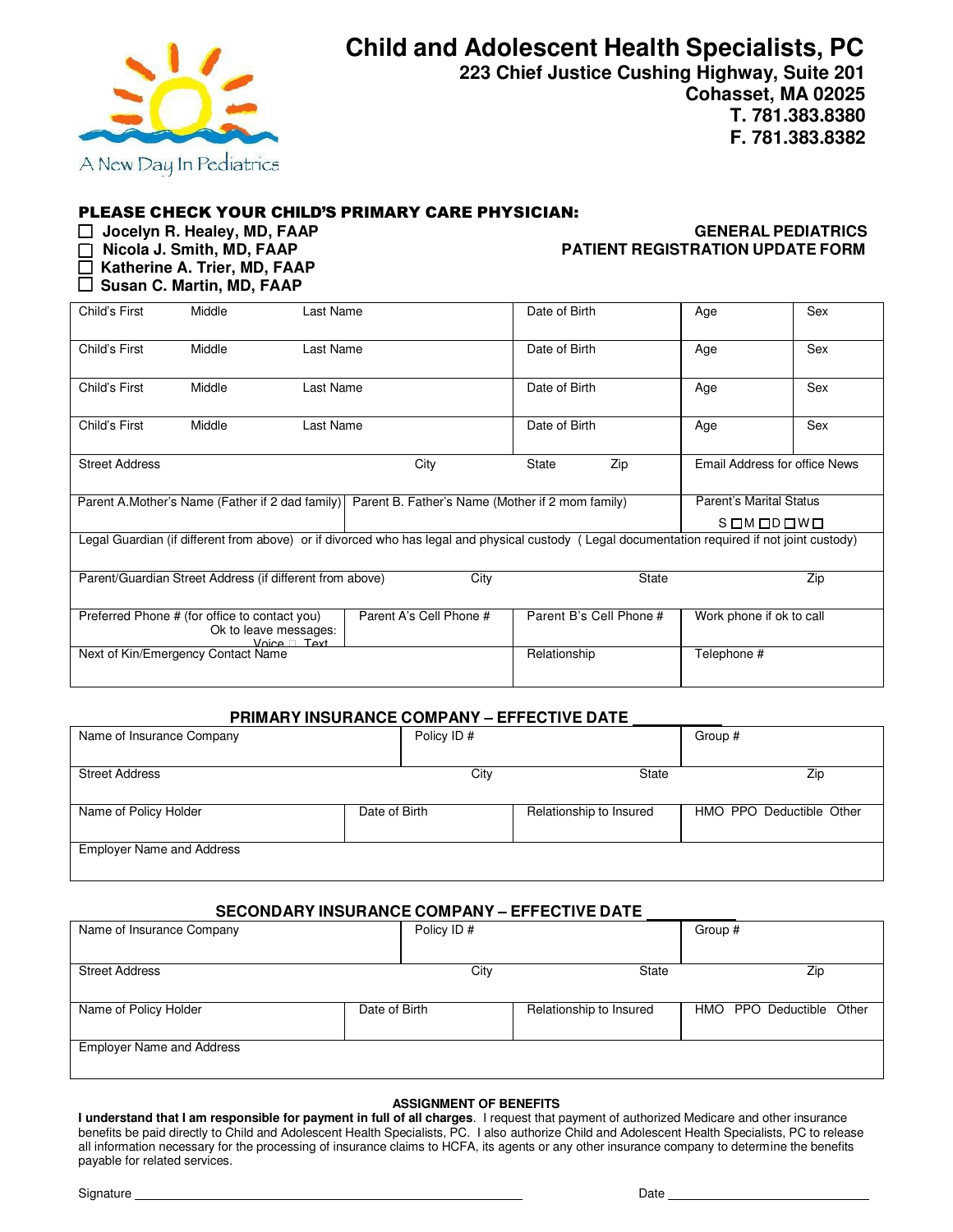# Child and Adolescent Health Specialists, PC

**223 Chief Justice Cushing Highway, Suite 201**
**Cohasset, MA 02025**
**T. 781.383.8380**
**F. 781.383.8382**

A New Day In Pediatrics

**PLEASE CHECK YOUR CHILD'S PRIMARY CARE PHYSICIAN:**

- ☐ **Jocelyn R. Healey, MD, FAAP**
- ☐ **Nicola J. Smith, MD, FAAP**
- ☐ **Katherine A. Trier, MD, FAAP**
- ☐ **Susan C. Martin, MD, FAAP**

**GENERAL PEDIATRICS**
**PATIENT REGISTRATION UPDATE FORM**

| Child's First / Middle / Last Name | | Date of Birth | Age | Sex |
|---|---|---|---|---|
| Child's First / Middle / Last Name | | Date of Birth | Age | Sex |
| Child's First / Middle / Last Name | | Date of Birth | Age | Sex |
| Child's First / Middle / Last Name | | Date of Birth | Age | Sex |
| Child's First / Middle / Last Name | | Date of Birth | Age | Sex |
| Street Address | City | State / Zip | Email Address for office News | |
| Parent A.Mother's Name (Father if 2 dad family) | Parent B. Father's Name (Mother if 2 mom family) | | Parent's Marital Status S ☐ M ☐ D ☐ W ☐ | |
| Legal Guardian (if different from above) or if divorced who has legal and physical custody (Legal documentation required if not joint custody) | | | | |
| Parent/Guardian Street Address (if different from above) | City | State | Zip | |
| Preferred Phone # (for office to contact you) Ok to leave messages: Voice ☐ Text | Parent A's Cell Phone # | Parent B's Cell Phone # | Work phone if ok to call | |
| Next of Kin/Emergency Contact Name | | Relationship | Telephone # | |

**PRIMARY INSURANCE COMPANY – EFFECTIVE DATE ___________**

| Name of Insurance Company | | Policy ID # | Group # |
|---|---|---|---|
| Street Address | City | State | Zip |
| Name of Policy Holder | Date of Birth | Relationship to Insured | HMO PPO Deductible Other |
| Employer Name and Address | | | |

**SECONDARY INSURANCE COMPANY – EFFECTIVE DATE ___________**

| Name of Insurance Company | | Policy ID # | Group # |
|---|---|---|---|
| Street Address | City | State | Zip |
| Name of Policy Holder | Date of Birth | Relationship to Insured | HMO PPO Deductible Other |
| Employer Name and Address | | | |

**ASSIGNMENT OF BENEFITS**

**I understand that I am responsible for payment in full of all charges**. I request that payment of authorized Medicare and other insurance benefits be paid directly to Child and Adolescent Health Specialists, PC. I also authorize Child and Adolescent Health Specialists, PC to release all information necessary for the processing of insurance claims to HCFA, its agents or any other insurance company to determine the benefits payable for related services.

Signature ________________________________________ Date ____________________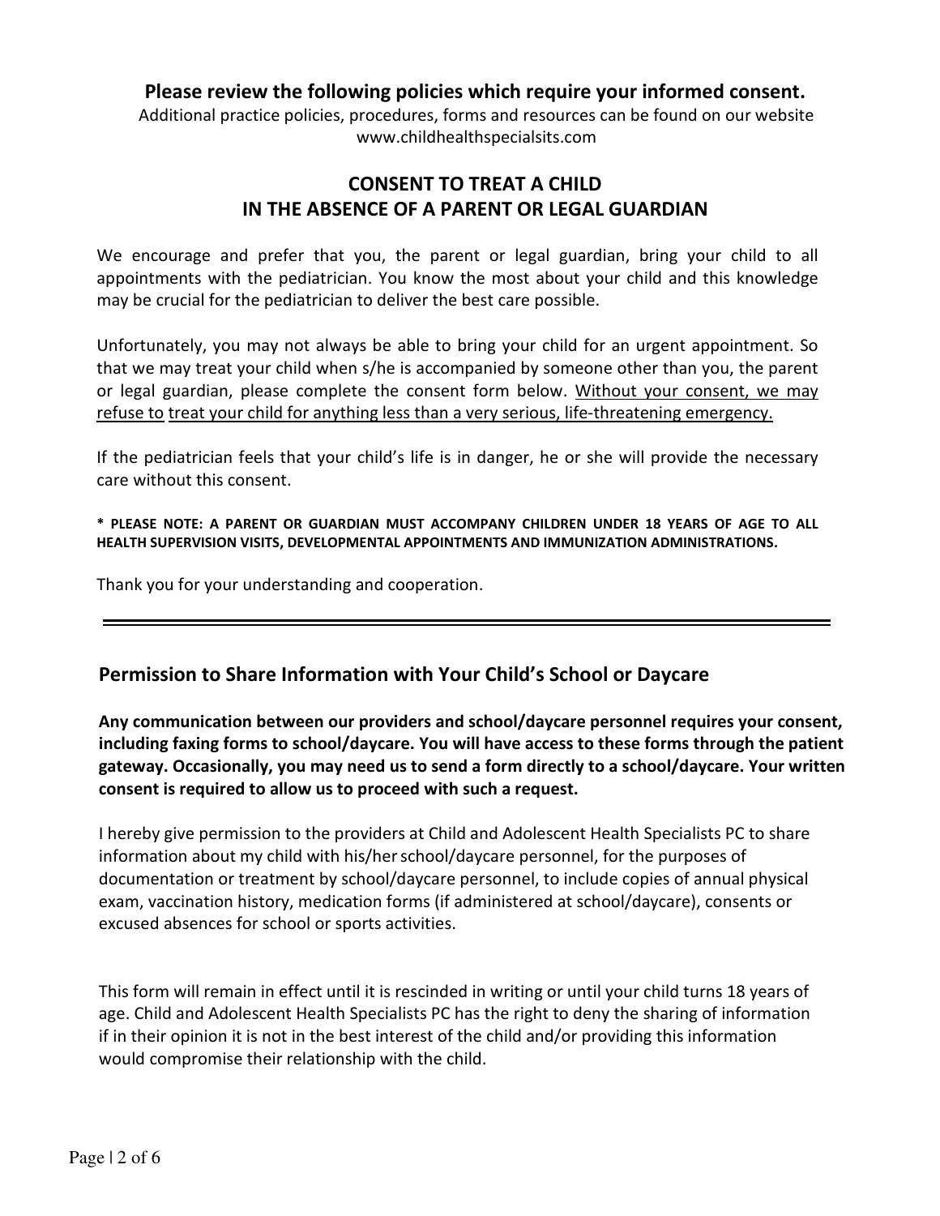**Please review the following policies which require your informed consent.**

Additional practice policies, procedures, forms and resources can be found on our website www.childhealthspecialsits.com

## CONSENT TO TREAT A CHILD IN THE ABSENCE OF A PARENT OR LEGAL GUARDIAN

We encourage and prefer that you, the parent or legal guardian, bring your child to all appointments with the pediatrician. You know the most about your child and this knowledge may be crucial for the pediatrician to deliver the best care possible.

Unfortunately, you may not always be able to bring your child for an urgent appointment. So that we may treat your child when s/he is accompanied by someone other than you, the parent or legal guardian, please complete the consent form below. <u>Without your consent, we may refuse to treat your child for anything less than a very serious, life-threatening emergency.</u>

If the pediatrician feels that your child's life is in danger, he or she will provide the necessary care without this consent.

**\* PLEASE NOTE: A PARENT OR GUARDIAN MUST ACCOMPANY CHILDREN UNDER 18 YEARS OF AGE TO ALL HEALTH SUPERVISION VISITS, DEVELOPMENTAL APPOINTMENTS AND IMMUNIZATION ADMINISTRATIONS.**

Thank you for your understanding and cooperation.

---

## Permission to Share Information with Your Child's School or Daycare

**Any communication between our providers and school/daycare personnel requires your consent, including faxing forms to school/daycare. You will have access to these forms through the patient gateway. Occasionally, you may need us to send a form directly to a school/daycare. Your written consent is required to allow us to proceed with such a request.**

I hereby give permission to the providers at Child and Adolescent Health Specialists PC to share information about my child with his/her school/daycare personnel, for the purposes of documentation or treatment by school/daycare personnel, to include copies of annual physical exam, vaccination history, medication forms (if administered at school/daycare), consents or excused absences for school or sports activities.

This form will remain in effect until it is rescinded in writing or until your child turns 18 years of age. Child and Adolescent Health Specialists PC has the right to deny the sharing of information if in their opinion it is not in the best interest of the child and/or providing this information would compromise their relationship with the child.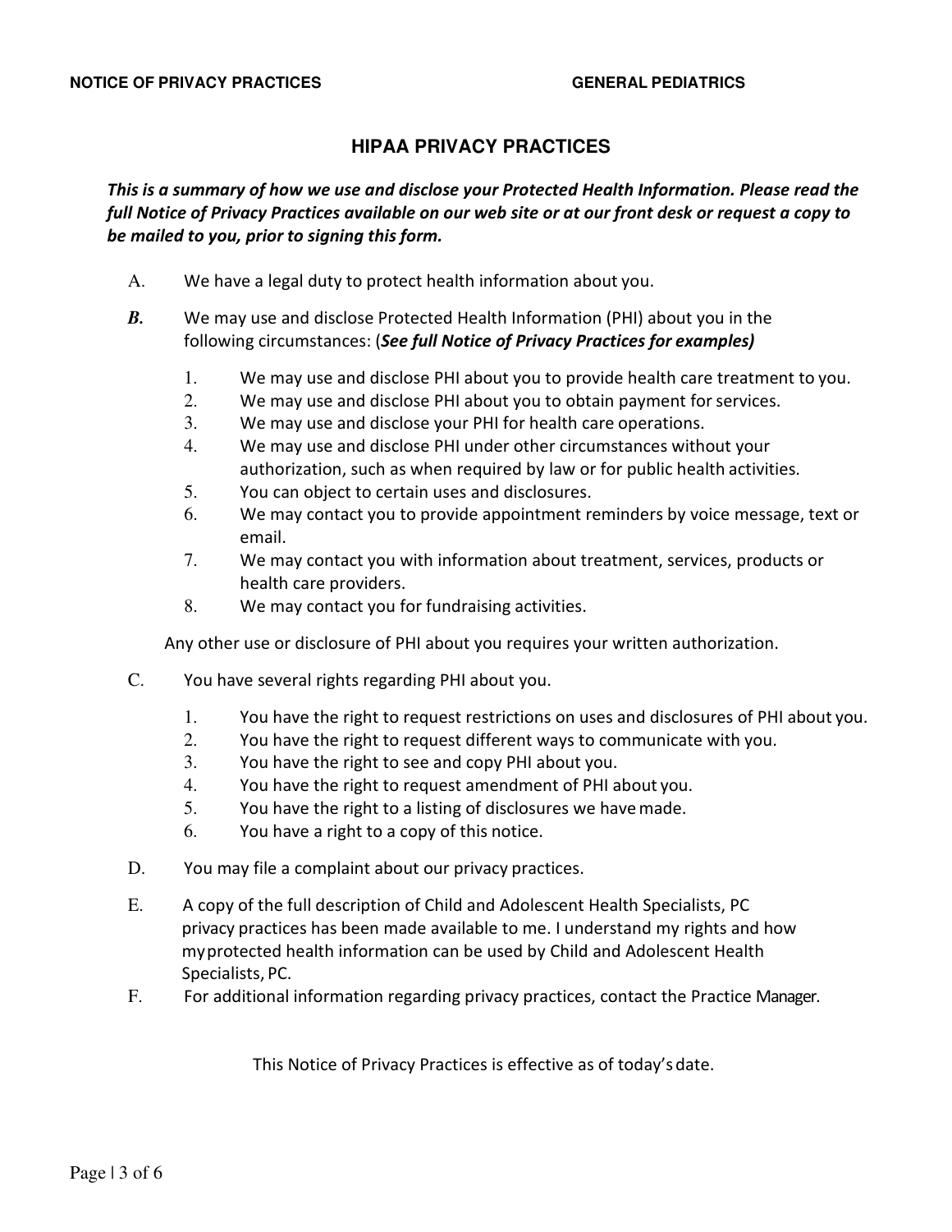## HIPAA PRIVACY PRACTICES

***This is a summary of how we use and disclose your Protected Health Information. Please read the full Notice of Privacy Practices available on our web site or at our front desk or request a copy to be mailed to you, prior to signing this form.***

A. We have a legal duty to protect health information about you.

***B.*** We may use and disclose Protected Health Information (PHI) about you in the following circumstances: (***See full Notice of Privacy Practices for examples)***

1. We may use and disclose PHI about you to provide health care treatment to you.
2. We may use and disclose PHI about you to obtain payment for services.
3. We may use and disclose your PHI for health care operations.
4. We may use and disclose PHI under other circumstances without your authorization, such as when required by law or for public health activities.
5. You can object to certain uses and disclosures.
6. We may contact you to provide appointment reminders by voice message, text or email.
7. We may contact you with information about treatment, services, products or health care providers.
8. We may contact you for fundraising activities.

Any other use or disclosure of PHI about you requires your written authorization.

C. You have several rights regarding PHI about you.

1. You have the right to request restrictions on uses and disclosures of PHI about you.
2. You have the right to request different ways to communicate with you.
3. You have the right to see and copy PHI about you.
4. You have the right to request amendment of PHI about you.
5. You have the right to a listing of disclosures we have made.
6. You have a right to a copy of this notice.

D. You may file a complaint about our privacy practices.

E. A copy of the full description of Child and Adolescent Health Specialists, PC privacy practices has been made available to me. I understand my rights and how my protected health information can be used by Child and Adolescent Health Specialists, PC.

F. For additional information regarding privacy practices, contact the Practice Manager.

This Notice of Privacy Practices is effective as of today's date.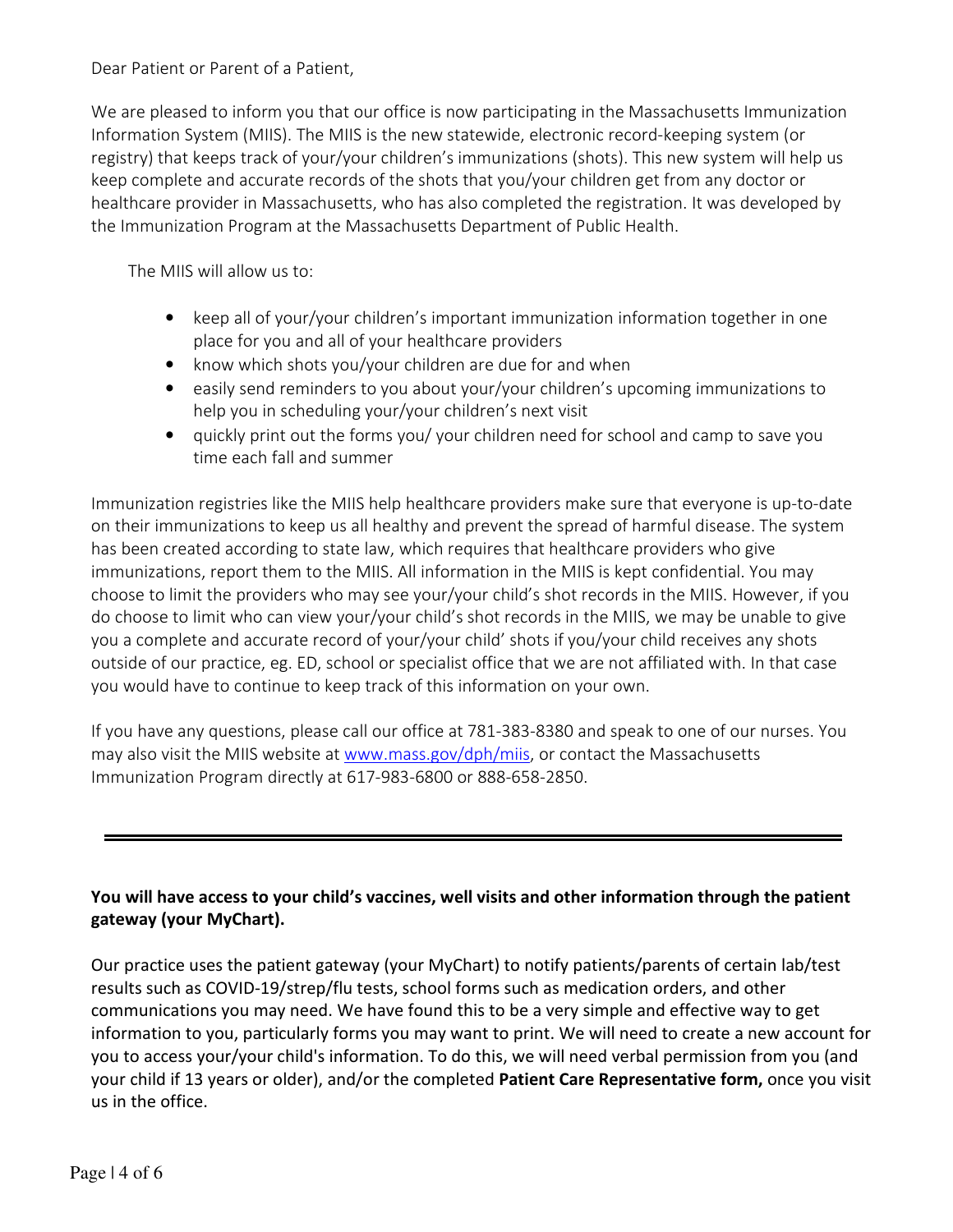Dear Patient or Parent of a Patient,

We are pleased to inform you that our office is now participating in the Massachusetts Immunization Information System (MIIS). The MIIS is the new statewide, electronic record-keeping system (or registry) that keeps track of your/your children's immunizations (shots). This new system will help us keep complete and accurate records of the shots that you/your children get from any doctor or healthcare provider in Massachusetts, who has also completed the registration. It was developed by the Immunization Program at the Massachusetts Department of Public Health.

The MIIS will allow us to:

- keep all of your/your children's important immunization information together in one place for you and all of your healthcare providers
- know which shots you/your children are due for and when
- easily send reminders to you about your/your children's upcoming immunizations to help you in scheduling your/your children's next visit
- quickly print out the forms you/ your children need for school and camp to save you time each fall and summer

Immunization registries like the MIIS help healthcare providers make sure that everyone is up-to-date on their immunizations to keep us all healthy and prevent the spread of harmful disease. The system has been created according to state law, which requires that healthcare providers who give immunizations, report them to the MIIS. All information in the MIIS is kept confidential. You may choose to limit the providers who may see your/your child's shot records in the MIIS. However, if you do choose to limit who can view your/your child's shot records in the MIIS, we may be unable to give you a complete and accurate record of your/your child' shots if you/your child receives any shots outside of our practice, eg. ED, school or specialist office that we are not affiliated with. In that case you would have to continue to keep track of this information on your own.

If you have any questions, please call our office at 781-383-8380 and speak to one of our nurses. You may also visit the MIIS website at [www.mass.gov/dph/miis](http://www.mass.gov/dph/miis), or contact the Massachusetts Immunization Program directly at 617-983-6800 or 888-658-2850.

---

**You will have access to your child's vaccines, well visits and other information through the patient gateway (your MyChart).**

Our practice uses the patient gateway (your MyChart) to notify patients/parents of certain lab/test results such as COVID-19/strep/flu tests, school forms such as medication orders, and other communications you may need. We have found this to be a very simple and effective way to get information to you, particularly forms you may want to print. We will need to create a new account for you to access your/your child's information. To do this, we will need verbal permission from you (and your child if 13 years or older), and/or the completed **Patient Care Representative form,** once you visit us in the office.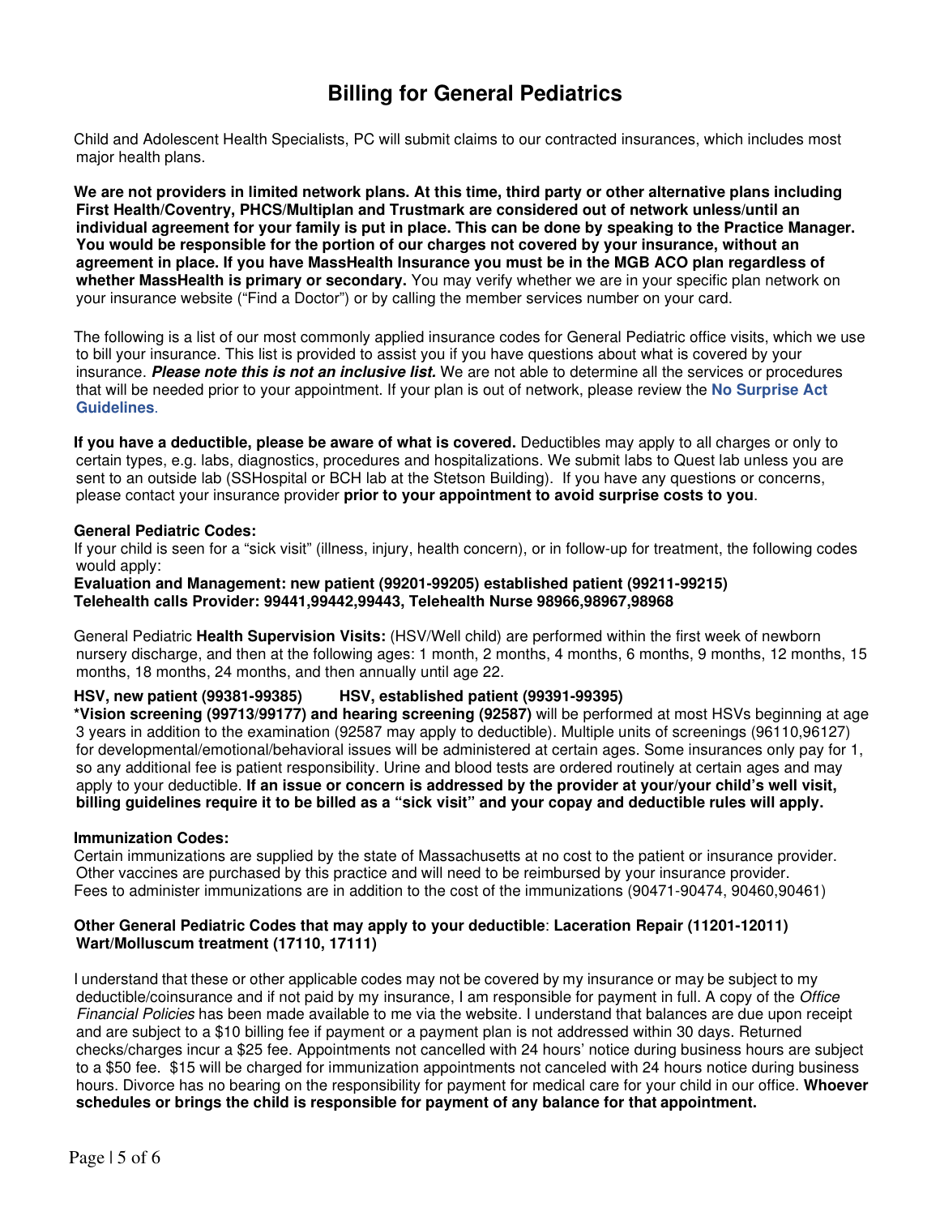# Billing for General Pediatrics

Child and Adolescent Health Specialists, PC will submit claims to our contracted insurances, which includes most major health plans.

**We are not providers in limited network plans. At this time, third party or other alternative plans including First Health/Coventry, PHCS/Multiplan and Trustmark are considered out of network unless/until an individual agreement for your family is put in place. This can be done by speaking to the Practice Manager. You would be responsible for the portion of our charges not covered by your insurance, without an agreement in place. If you have MassHealth Insurance you must be in the MGB ACO plan regardless of whether MassHealth is primary or secondary.** You may verify whether we are in your specific plan network on your insurance website ("Find a Doctor") or by calling the member services number on your card.

The following is a list of our most commonly applied insurance codes for General Pediatric office visits, which we use to bill your insurance. This list is provided to assist you if you have questions about what is covered by your insurance. ***Please note this is not an inclusive list.*** We are not able to determine all the services or procedures that will be needed prior to your appointment. If your plan is out of network, please review the **No Surprise Act Guidelines**.

**If you have a deductible, please be aware of what is covered.** Deductibles may apply to all charges or only to certain types, e.g. labs, diagnostics, procedures and hospitalizations. We submit labs to Quest lab unless you are sent to an outside lab (SSHospital or BCH lab at the Stetson Building). If you have any questions or concerns, please contact your insurance provider **prior to your appointment to avoid surprise costs to you**.

**General Pediatric Codes:**
If your child is seen for a "sick visit" (illness, injury, health concern), or in follow-up for treatment, the following codes would apply:
**Evaluation and Management: new patient (99201-99205) established patient (99211-99215)**
**Telehealth calls Provider: 99441,99442,99443, Telehealth Nurse 98966,98967,98968**

General Pediatric **Health Supervision Visits:** (HSV/Well child) are performed within the first week of newborn nursery discharge, and then at the following ages: 1 month, 2 months, 4 months, 6 months, 9 months, 12 months, 15 months, 18 months, 24 months, and then annually until age 22.

**HSV, new patient (99381-99385) HSV, established patient (99391-99395)**
**\*Vision screening (99713/99177) and hearing screening (92587)** will be performed at most HSVs beginning at age 3 years in addition to the examination (92587 may apply to deductible). Multiple units of screenings (96110,96127) for developmental/emotional/behavioral issues will be administered at certain ages. Some insurances only pay for 1, so any additional fee is patient responsibility. Urine and blood tests are ordered routinely at certain ages and may apply to your deductible. **If an issue or concern is addressed by the provider at your/your child's well visit, billing guidelines require it to be billed as a "sick visit" and your copay and deductible rules will apply.**

**Immunization Codes:**
Certain immunizations are supplied by the state of Massachusetts at no cost to the patient or insurance provider. Other vaccines are purchased by this practice and will need to be reimbursed by your insurance provider. Fees to administer immunizations are in addition to the cost of the immunizations (90471-90474, 90460,90461)

**Other General Pediatric Codes that may apply to your deductible**: **Laceration Repair (11201-12011) Wart/Molluscum treatment (17110, 17111)**

I understand that these or other applicable codes may not be covered by my insurance or may be subject to my deductible/coinsurance and if not paid by my insurance, I am responsible for payment in full. A copy of the *Office Financial Policies* has been made available to me via the website. I understand that balances are due upon receipt and are subject to a $10 billing fee if payment or a payment plan is not addressed within 30 days. Returned checks/charges incur a $25 fee. Appointments not cancelled with 24 hours' notice during business hours are subject to a $50 fee. $15 will be charged for immunization appointments not canceled with 24 hours notice during business hours. Divorce has no bearing on the responsibility for payment for medical care for your child in our office. **Whoever schedules or brings the child is responsible for payment of any balance for that appointment.**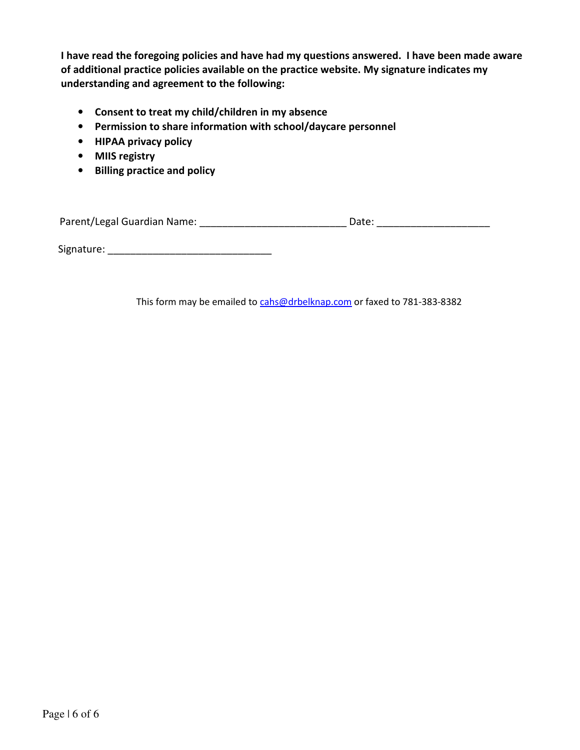**I have read the foregoing policies and have had my questions answered. I have been made aware of additional practice policies available on the practice website. My signature indicates my understanding and agreement to the following:**

- **Consent to treat my child/children in my absence**
- **Permission to share information with school/daycare personnel**
- **HIPAA privacy policy**
- **MIIS registry**
- **Billing practice and policy**

Parent/Legal Guardian Name: __________________________ Date: ____________________

Signature: _____________________________

This form may be emailed to cahs@drbelknap.com or faxed to 781-383-8382